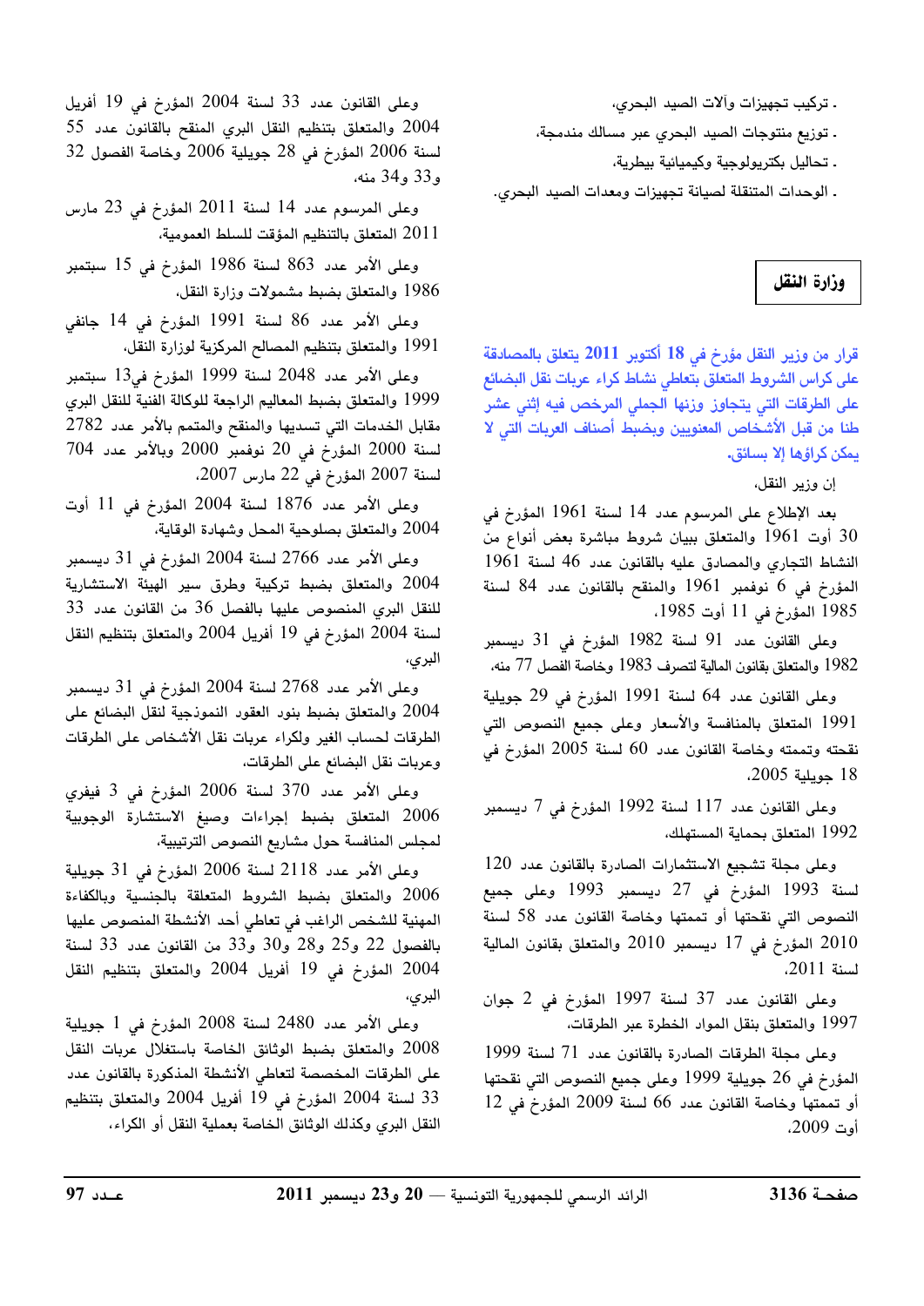- تركيب تجهيزات وآلات الصيد البحري،

- توزيع منتوجات الصيد البحري عبر مسالك مندمجة،

- تحاليل بكتريولوجية وكيميائية بيطرية،

- الوحدات المتنقلة لصيانة تجهيزات ومعدات الصيد البحري.

## وزارة النقل

**قرار من وزير النقل مؤرخ في 18 أكتوبر 2011 يتعلق بالمصادقة على كراس الشروط المتعلق بتعاطي نشاط كراء عربات نقل البضائع على الطرقات التي يتجاوز وزنها الجملي المرخص فيه إثني عشر طنا من قبل الأشخاص المعنويين وبضبط أصناف العربات التي لا يمكن كراؤها إلا بسائق.**

إن وزير النقل،

بعد الإطلاع على المرسوم عدد 14 لسنة 1961 المؤرخ في 30 أوت 1961 والمتعلق ببيان شروط مباشرة بعض أنواع من النشاط التجاري والمصادق عليه بالقانون عدد 46 لسنة 1961 المؤرخ في 6 نوفمبر 1961 والمنقح بالقانون عدد 84 لسنة 1985 المؤرخ في 11 أوت 1985،

وعلى القانون عدد 91 لسنة 1982 المؤرخ في 31 ديسمبر 1982 والمتعلق بقانون المالية لتصرف 1983 وخاصة الفصل 77 منه،

وعلى القانون عدد 64 لسنة 1991 المؤرخ في 29 جويلية 1991 المتعلق بالمنافسة والأسعار وعلى جميع النصوص التي نقحته وتممته وخاصة القانون عدد 60 لسنة 2005 المؤرخ في 18 جويلية 2005،

وعلى القانون عدد 117 لسنة 1992 المؤرخ في 7 ديسمبر 1992 المتعلق بحماية المستهلك،

وعلى مجلة تشجيع الاستثمارات الصادرة بالقانون عدد 120 لسنة 1993 المؤرخ في 27 ديسمبر 1993 وعلى جميع النصوص التي نقحتها أو تممتها وخاصة القانون عدد 58 لسنة 2010 المؤرخ في 17 ديسمبر 2010 والمتعلق بقانون المالية لسنة 2011،

وعلى القانون عدد 37 لسنة 1997 المؤرخ في 2 جوان 1997 والمتعلق بنقل المواد الخطرة عبر الطرقات،

وعلى مجلة الطرقات الصادرة بالقانون عدد 71 لسنة 1999 المؤرخ في 26 جويلية 1999 وعلى جميع النصوص التي نقحتها أو تممتها وخاصة القانون عدد 66 لسنة 2009 المؤرخ في 12 أوت 2009،

وعلى القانون عدد 33 لسنة 2004 المؤرخ في 19 أفريل 2004 والمتعلق بتنظيم النقل البري المنقح بالقانون عدد 55 لسنة 2006 المؤرخ في 28 جويلية 2006 وخاصة الفصول 32 و33 و34 منه،

وعلى المرسوم عدد 14 لسنة 2011 المؤرخ في 23 مارس 2011 المتعلق بالتنظيم المؤقت للسلط العمومية،

وعلى الأمر عدد 863 لسنة 1986 المؤرخ في 15 سبتمبر 1986 والمتعلق بضبط مشمولات وزارة النقل،

وعلى الأمر عدد 86 لسنة 1991 المؤرخ في 14 جانفي 1991 والمتعلق بتنظيم المصالح المركزية لوزارة النقل،

وعلى الأمر عدد 2048 لسنة 1999 المؤرخ في13 سبتمبر 1999 والمتعلق بضبط المعاليم الراجعة للوكالة الفنية للنقل البري مقابل الخدمات التي تسديها والمنقح والمتمم بالأمر عدد 2782 لسنة 2000 المؤرخ في 20 نوفمبر 2000 وبالأمر عدد 704 لسنة 2007 المؤرخ في 22 مارس 2007،

وعلى الأمر عدد 1876 لسنة 2004 المؤرخ في 11 أوت 2004 والمتعلق بصلوحية المحل وشهادة الوقاية،

وعلى الأمر عدد 2766 لسنة 2004 المؤرخ في 31 ديسمبر 2004 والمتعلق بضبط تركيبة وطرق سير الهيئة الاستشارية للنقل البري المنصوص عليها بالفصل 36 من القانون عدد 33 لسنة 2004 المؤرخ في 19 أفريل 2004 والمتعلق بتنظيم النقل البري،

وعلى الأمر عدد 2768 لسنة 2004 المؤرخ في 31 ديسمبر 2004 والمتعلق بضبط بنود العقود النموذجية لنقل البضائع على الطرقات لحساب الغير ولكراء عربات نقل الأشخاص على الطرقات وعربات نقل البضائع على الطرقات،

وعلى الأمر عدد 370 لسنة 2006 المؤرخ في 3 فيفري 2006 المتعلق بضبط إجراءات وصيغ الاستشارة الوجوبية لمجلس المنافسة حول مشاريع النصوص الترتيبية،

وعلى الأمر عدد 2118 لسنة 2006 المؤرخ في 31 جويلية 2006 والمتعلق بضبط الشروط المتعلقة بالجنسية وبالكفاءة المهنية للشخص الراغب في تعاطي أحد الأنشطة المنصوص عليها بالفصول 22 و25 و28 و30 و33 من القانون عدد 33 لسنة 2004 المؤرخ في 19 أفريل 2004 والمتعلق بتنظيم النقل البري،

وعلى الأمر عدد 2480 لسنة 2008 المؤرخ في 1 جويلية 2008 والمتعلق بضبط الوثائق الخاصة باستغلال عربات النقل على الطرقات المخصصة لتعاطي الأنشطة المذكورة بالقانون عدد 33 لسنة 2004 المؤرخ في 19 أفريل 2004 والمتعلق بتنظيم النقل البري وكذلك الوثائق الخاصة بعملية النقل أو الكراء،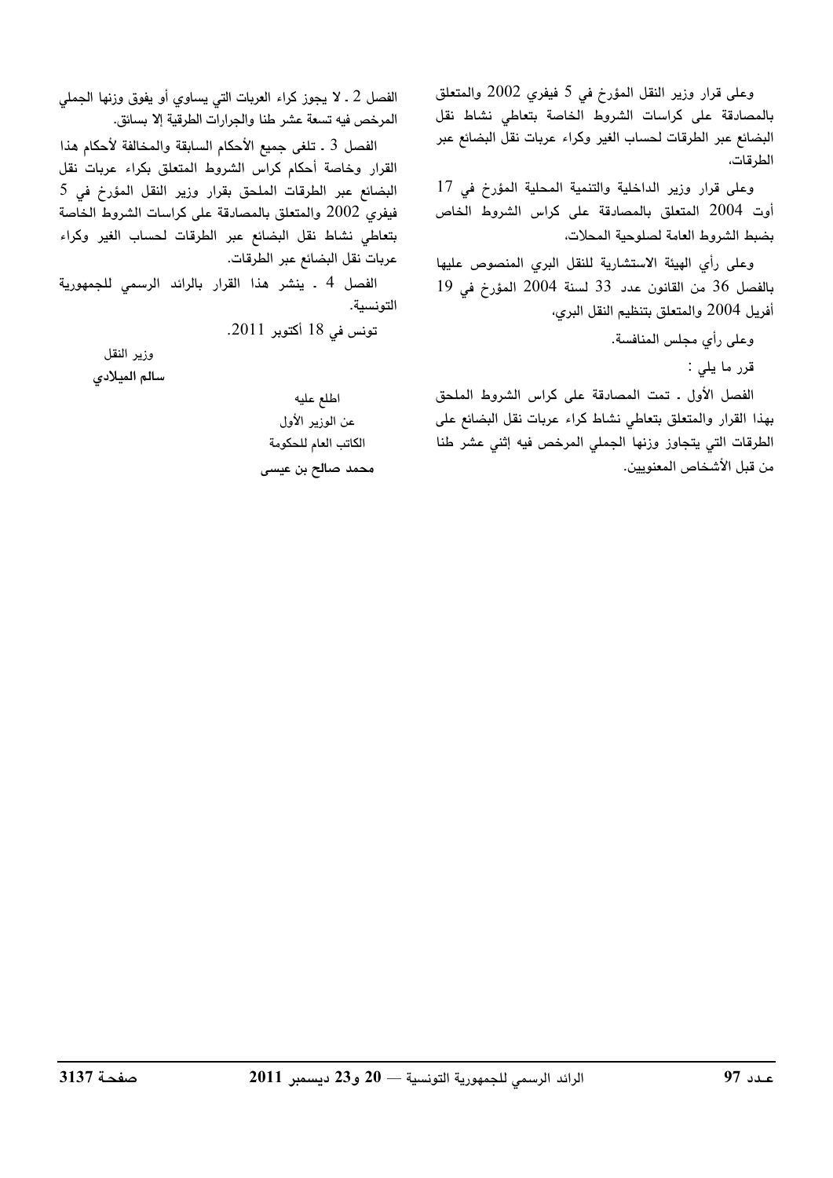وعلى قرار وزير النقل المؤرخ في 5 فيفري 2002 والمتعلق بالمصادقة على كراسات الشروط الخاصة بتعاطي نشاط نقل البضائع عبر الطرقات لحساب الغير وكراء عربات نقل البضائع عبر الطرقات،

وعلى قرار وزير الداخلية والتنمية المحلية المؤرخ في 17 أوت 2004 المتعلق بالمصادقة على كراس الشروط الخاص بضبط الشروط العامة لصلوحية المحلات،

وعلى رأي الهيئة الاستشارية للنقل البري المنصوص عليها بالفصل 36 من القانون عدد 33 لسنة 2004 المؤرخ في 19 أفريل 2004 والمتعلق بتنظيم النقل البري،

وعلى رأي مجلس المنافسة.

قرر ما يلي :

الفصل الأول . تمت المصادقة على كراس الشروط الملحق بهذا القرار والمتعلق بتعاطي نشاط كراء عربات نقل البضائع على الطرقات التي يتجاوز وزنها الجملي المرخص فيه إثني عشر طنا من قبل الأشخاص المعنويين.

الفصل 2 . لا يجوز كراء العربات التي يساوي أو يفوق وزنها الجملي المرخص فيه تسعة عشر طنا والجرارات الطرقية إلا بسائق.

الفصل 3 . تلغى جميع الأحكام السابقة والمخالفة لأحكام هذا القرار وخاصة أحكام كراس الشروط المتعلق بكراء عربات نقل البضائع عبر الطرقات الملحق بقرار وزير النقل المؤرخ في 5 فيفري 2002 والمتعلق بالمصادقة على كراسات الشروط الخاصة بتعاطي نشاط نقل البضائع عبر الطرقات لحساب الغير وكراء عربات نقل البضائع عبر الطرقات.

الفصل 4 . ينشر هذا القرار بالرائد الرسمي للجمهورية التونسية.

تونس في 18 أكتوبر 2011.

وزير النقل

**سالم الميلادي**

اطلع عليه

عن الوزير الأول

الكاتب العام للحكومة

**محمد صالح بن عيسى**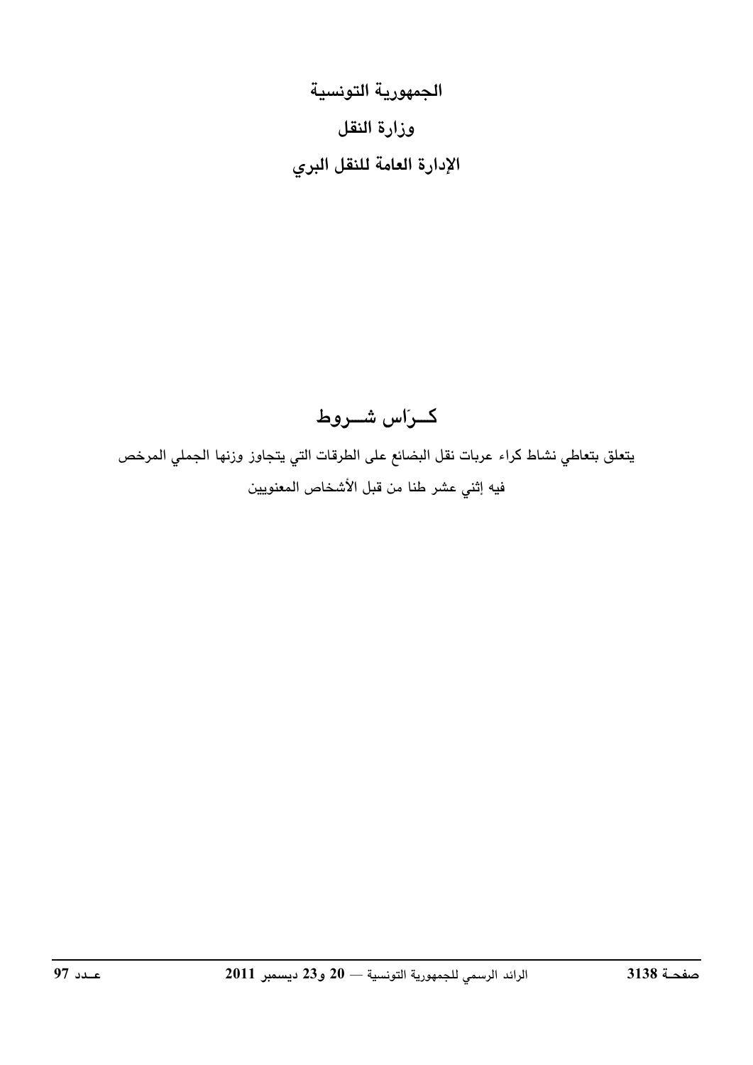**الجمهورية التونسية**

**وزارة النقل**

**الإدارة العامة للنقل البري**

# كــرّاس شـــروط

يتعلق بتعاطي نشاط كراء عربات نقل البضائع على الطرقات التي يتجاوز وزنها الجملي المرخص فيه إثني عشر طنا من قبل الأشخاص المعنويين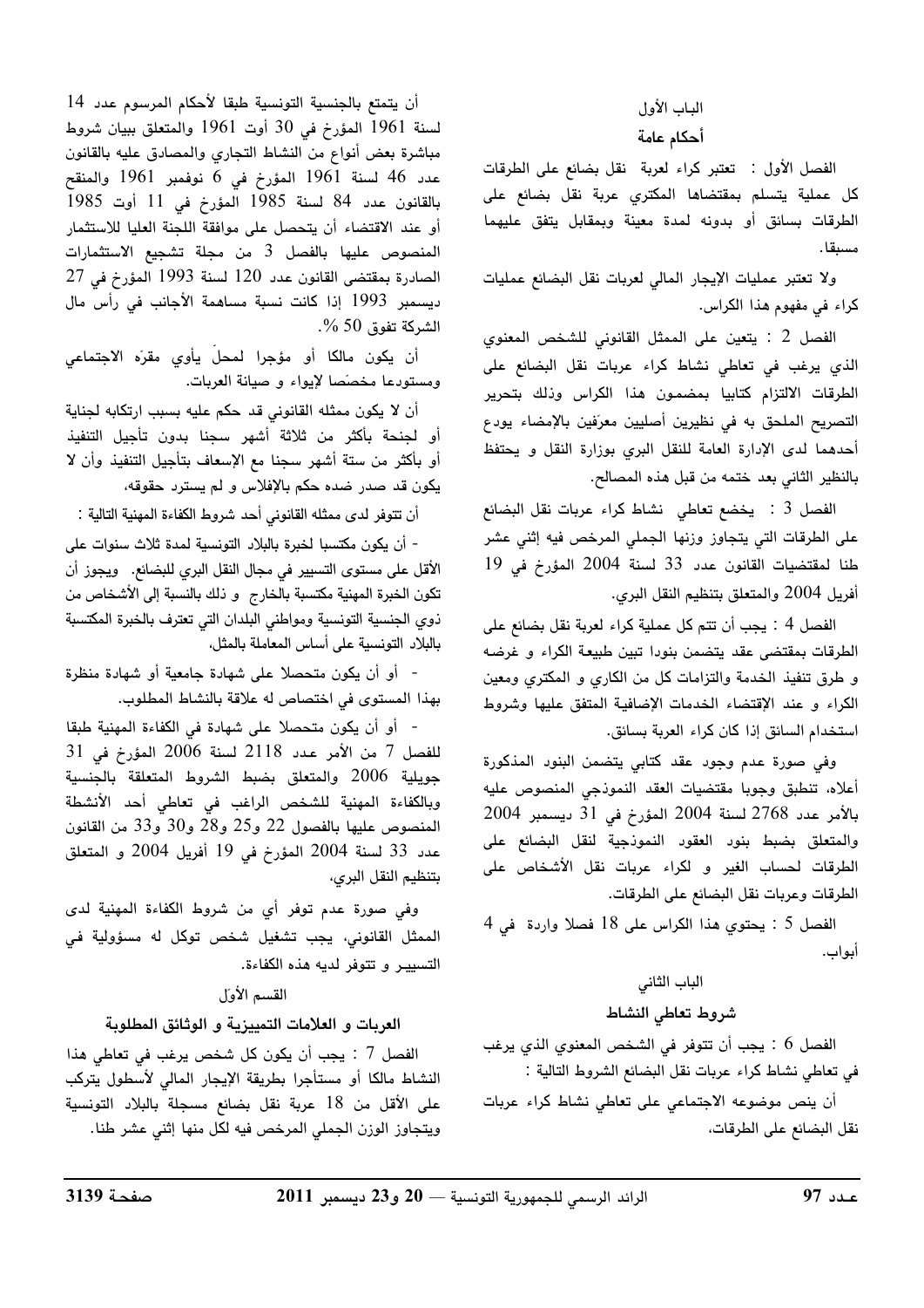## الباب الأول

### أحكام عامة

الفصل الأول : تعتبر كراء لعربة نقل بضائع على الطرقات كل عملية يتسلم بمقتضاها المكتري عربة نقل بضائع على الطرقات بسائق أو بدونه لمدة معينة وبمقابل يتفق عليهما مسبقا.

ولا تعتبر عمليات الإيجار المالي لعربات نقل البضائع عمليات كراء في مفهوم هذا الكراس.

الفصل 2 : يتعين على الممثل القانوني للشخص المعنوي الذي يرغب في تعاطي نشاط كراء عربات نقل البضائع على الطرقات الالتزام كتابيا بمضمون هذا الكراس وذلك بتحرير التصريح الملحق به في نظيرين أصليين معرّفين بالإمضاء يودع أحدهما لدى الإدارة العامة للنقل البري بوزارة النقل و يحتفظ بالنظير الثاني بعد ختمه من قبل هذه المصالح.

الفصل 3 : يخضع تعاطي نشاط كراء عربات نقل البضائع على الطرقات التي يتجاوز وزنها الجملي المرخص فيه إثني عشر طنا لمقتضيات القانون عدد 33 لسنة 2004 المؤرخ في 19 أفريل 2004 والمتعلق بتنظيم النقل البري.

الفصل 4 : يجب أن تتم كل عملية كراء لعربة نقل بضائع على الطرقات بمقتضى عقد يتضمن بنودا تبين طبيعة الكراء و غرضه و طرق تنفيذ الخدمة والتزامات كل من الكاري و المكتري ومعين الكراء و عند الإقتضاء الخدمات الإضافية المتفق عليها وشروط استخدام السائق إذا كان كراء العربة بسائق.

وفي صورة عدم وجود عقد كتابي يتضمن البنود المذكورة أعلاه، تنطبق وجوبا مقتضيات العقد النموذجي المنصوص عليه بالأمر عدد 2768 لسنة 2004 المؤرخ في 31 ديسمبر 2004 والمتعلق بضبط بنود العقود النموذجية لنقل البضائع على الطرقات لحساب الغير و لكراء عربات نقل الأشخاص على الطرقات وعربات نقل البضائع على الطرقات.

الفصل 5 : يحتوي هذا الكراس على 18 فصلا واردة في 4 أبواب.

## الباب الثاني

### شروط تعاطي النشاط

الفصل 6 : يجب أن تتوفر في الشخص المعنوي الذي يرغب في تعاطي نشاط كراء عربات نقل البضائع الشروط التالية :

أن ينص موضوعه الاجتماعي على تعاطي نشاط كراء عربات نقل البضائع على الطرقات،

أن يتمتع بالجنسية التونسية طبقا لأحكام المرسوم عدد 14 لسنة 1961 المؤرخ في 30 أوت 1961 والمتعلق ببيان شروط مباشرة بعض أنواع من النشاط التجاري والمصادق عليه بالقانون عدد 46 لسنة 1961 المؤرخ في 6 نوفمبر 1961 والمنقح بالقانون عدد 84 لسنة 1985 المؤرخ في 11 أوت 1985 أو عند الاقتضاء أن يتحصل على موافقة اللجنة العليا للاستثمار المنصوص عليها بالفصل 3 من مجلة تشجيع الاستثمارات الصادرة بمقتضى القانون عدد 120 لسنة 1993 المؤرخ في 27 ديسمبر 1993 إذا كانت نسبة مساهمة الأجانب في رأس مال الشركة تفوق 50 %.

أن يكون مالكا أو مؤجرا لمحلّ يأوي مقرّه الاجتماعي ومستودعا مخصّصا لإيواء و صيانة العربات.

أن لا يكون ممثله القانوني قد حكم عليه بسبب ارتكابه لجناية أو لجنحة بأكثر من ثلاثة أشهر سجنا بدون تأجيل التنفيذ أو بأكثر من ستة أشهر سجنا مع الإسعاف بتأجيل التنفيذ وأن لا يكون قد صدر ضده حكم بالإفلاس و لم يسترد حقوقه،

أن تتوفر لدى ممثله القانوني أحد شروط الكفاءة المهنية التالية :

- أن يكون مكتسبا لخبرة بالبلاد التونسية لمدة ثلاث سنوات على الأقل على مستوى التسيير في مجال النقل البري للبضائع. ويجوز أن تكون الخبرة المهنية مكتسبة بالخارج و ذلك بالنسبة إلى الأشخاص من ذوي الجنسية التونسية ومواطني البلدان التي تعترف بالخبرة المكتسبة بالبلاد التونسية على أساس المعاملة بالمثل،

- أو أن يكون متحصلا على شهادة جامعية أو شهادة منظرة بهذا المستوى في اختصاص له علاقة بالنشاط المطلوب.

- أو أن يكون متحصلا على شهادة في الكفاءة المهنية طبقا للفصل 7 من الأمر عدد 2118 لسنة 2006 المؤرخ في 31 جويلية 2006 والمتعلق بضبط الشروط المتعلقة بالجنسية وبالكفاءة المهنية للشخص الراغب في تعاطي أحد الأنشطة المنصوص عليها بالفصول 22 و25 و28 و30 و33 من القانون عدد 33 لسنة 2004 المؤرخ في 19 أفريل 2004 و المتعلق بتنظيم النقل البري،

وفي صورة عدم توفر أي من شروط الكفاءة المهنية لدى الممثل القانوني، يجب تشغيل شخص توكل له مسؤولية في التسيير و تتوفر لديه هذه الكفاءة.

### القسم الأوّل

### العربات و العلامات التمييزية و الوثائق المطلوبة

الفصل 7 : يجب أن يكون كل شخص يرغب في تعاطي هذا النشاط مالكا أو مستأجرا بطريقة الإيجار المالي لأسطول يتركب على الأقل من 18 عربة نقل بضائع مسجلة بالبلاد التونسية ويتجاوز الوزن الجملي المرخص فيه لكل منها إثني عشر طنا.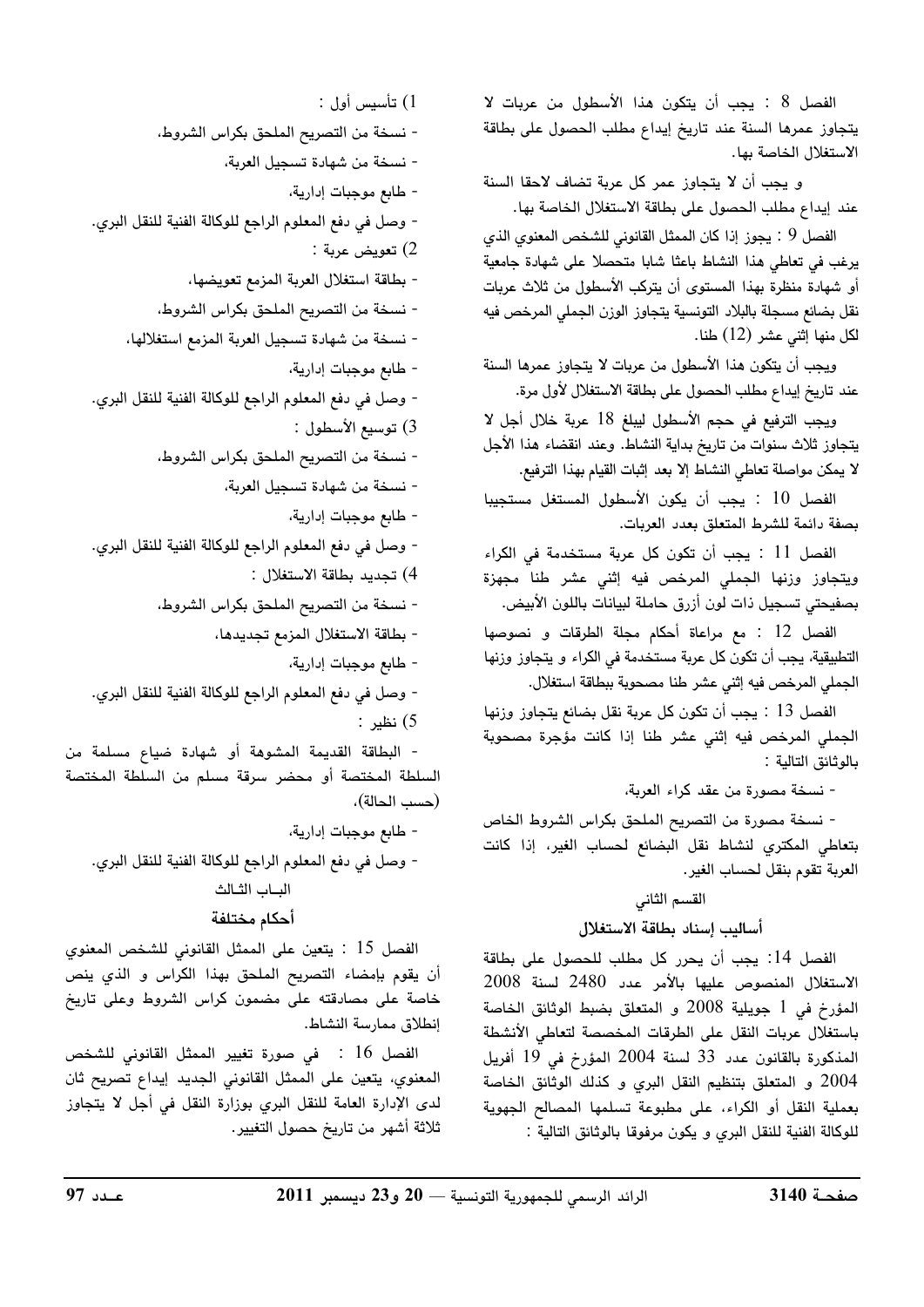الفصل 8 : يجب أن يتكون هذا الأسطول من عربات لا يتجاوز عمرها السنة عند تاريخ إيداع مطلب الحصول على بطاقة الاستغلال الخاصة بها.

و يجب أن لا يتجاوز عمر كل عربة تضاف لاحقا السنة عند إيداع مطلب الحصول على بطاقة الاستغلال الخاصة بها.

الفصل 9 : يجوز إذا كان الممثل القانوني للشخص المعنوي الذي يرغب في تعاطي هذا النشاط باعثا شابا متحصلا على شهادة جامعية أو شهادة منظرة بهذا المستوى أن يتركب الأسطول من ثلاث عربات نقل بضائع مسجلة بالبلاد التونسية يتجاوز الوزن الجملي المرخص فيه لكل منها إثني عشر (12) طنا.

ويجب أن يتكون هذا الأسطول من عربات لا يتجاوز عمرها السنة عند تاريخ إيداع مطلب الحصول على بطاقة الاستغلال لأول مرة.

ويجب الترفيع في حجم الأسطول ليبلغ 18 عربة خلال أجل لا يتجاوز ثلاث سنوات من تاريخ بداية النشاط. وعند انقضاء هذا الأجل لا يمكن مواصلة تعاطي النشاط إلا بعد إثبات القيام بهذا الترفيع.

الفصل 10 : يجب أن يكون الأسطول المستغل مستجيبا بصفة دائمة للشرط المتعلق بعدد العربات.

الفصل 11 : يجب أن تكون كل عربة مستخدمة في الكراء ويتجاوز وزنها الجملي المرخص فيه إثني عشر طنا مجهزة بصفيحتي تسجيل ذات لون أزرق حاملة لبيانات باللون الأبيض.

الفصل 12 : مع مراعاة أحكام مجلة الطرقات و نصوصها التطبيقية، يجب أن تكون كل عربة مستخدمة في الكراء و يتجاوز وزنها الجملي المرخص فيه إثني عشر طنا مصحوبة ببطاقة استغلال.

الفصل 13 : يجب أن تكون كل عربة نقل بضائع يتجاوز وزنها الجملي المرخص فيه إثني عشر طنا إذا كانت مؤجرة مصحوبة بالوثائق التالية :

- نسخة مصورة من عقد كراء العربة،

- نسخة مصورة من التصريح الملحق بكراس الشروط الخاص بتعاطي المكتري لنشاط نقل البضائع لحساب الغير، إذا كانت العربة تقوم بنقل لحساب الغير.

## القسم الثاني

## أساليب إسناد بطاقة الاستغلال

الفصل 14: يجب أن يحرر كل مطلب للحصول على بطاقة الاستغلال المنصوص عليها بالأمر عدد 2480 لسنة 2008 المؤرخ في 1 جويلية 2008 و المتعلق بضبط الوثائق الخاصة باستغلال عربات النقل على الطرقات المخصصة لتعاطي الأنشطة المذكورة بالقانون عدد 33 لسنة 2004 المؤرخ في 19 أفريل 2004 و المتعلق بتنظيم النقل البري و كذلك الوثائق الخاصة بعملية النقل أو الكراء، على مطبوعة تسلمها المصالح الجهوية للوكالة الفنية للنقل البري و يكون مرفوقا بالوثائق التالية :

1) تأسيس أول :

- نسخة من التصريح الملحق بكراس الشروط،
- نسخة من شهادة تسجيل العربة،
- طابع موجبات إدارية،
- وصل في دفع المعلوم الراجع للوكالة الفنية للنقل البري.

2) تعويض عربة :

- بطاقة استغلال العربة المزمع تعويضها،
- نسخة من التصريح الملحق بكراس الشروط،
- نسخة من شهادة تسجيل العربة المزمع استغلالها،
- طابع موجبات إدارية،
- وصل في دفع المعلوم الراجع للوكالة الفنية للنقل البري.

3) توسيع الأسطول :

- نسخة من التصريح الملحق بكراس الشروط،
- نسخة من شهادة تسجيل العربة،
- طابع موجبات إدارية،
- وصل في دفع المعلوم الراجع للوكالة الفنية للنقل البري.

4) تجديد بطاقة الاستغلال :

- نسخة من التصريح الملحق بكراس الشروط،
- بطاقة الاستغلال المزمع تجديدها،
- طابع موجبات إدارية،
- وصل في دفع المعلوم الراجع للوكالة الفنية للنقل البري.

5) نظير :

- البطاقة القديمة المشوهة أو شهادة ضياع مسلمة من السلطة المختصة أو محضر سرقة مسلم من السلطة المختصة (حسب الحالة)،
- طابع موجبات إدارية،
- وصل في دفع المعلوم الراجع للوكالة الفنية للنقل البري.

## البـاب الثـالث

## أحكام مختلفة

الفصل 15 : يتعين على الممثل القانوني للشخص المعنوي أن يقوم بإمضاء التصريح الملحق بهذا الكراس و الذي ينص خاصة على مصادقته على مضمون كراس الشروط وعلى تاريخ إنطلاق ممارسة النشاط.

الفصل 16 : في صورة تغيير الممثل القانوني للشخص المعنوي، يتعين على الممثل القانوني الجديد إيداع تصريح ثان لدى الإدارة العامة للنقل البري بوزارة النقل في أجل لا يتجاوز ثلاثة أشهر من تاريخ حصول التغيير.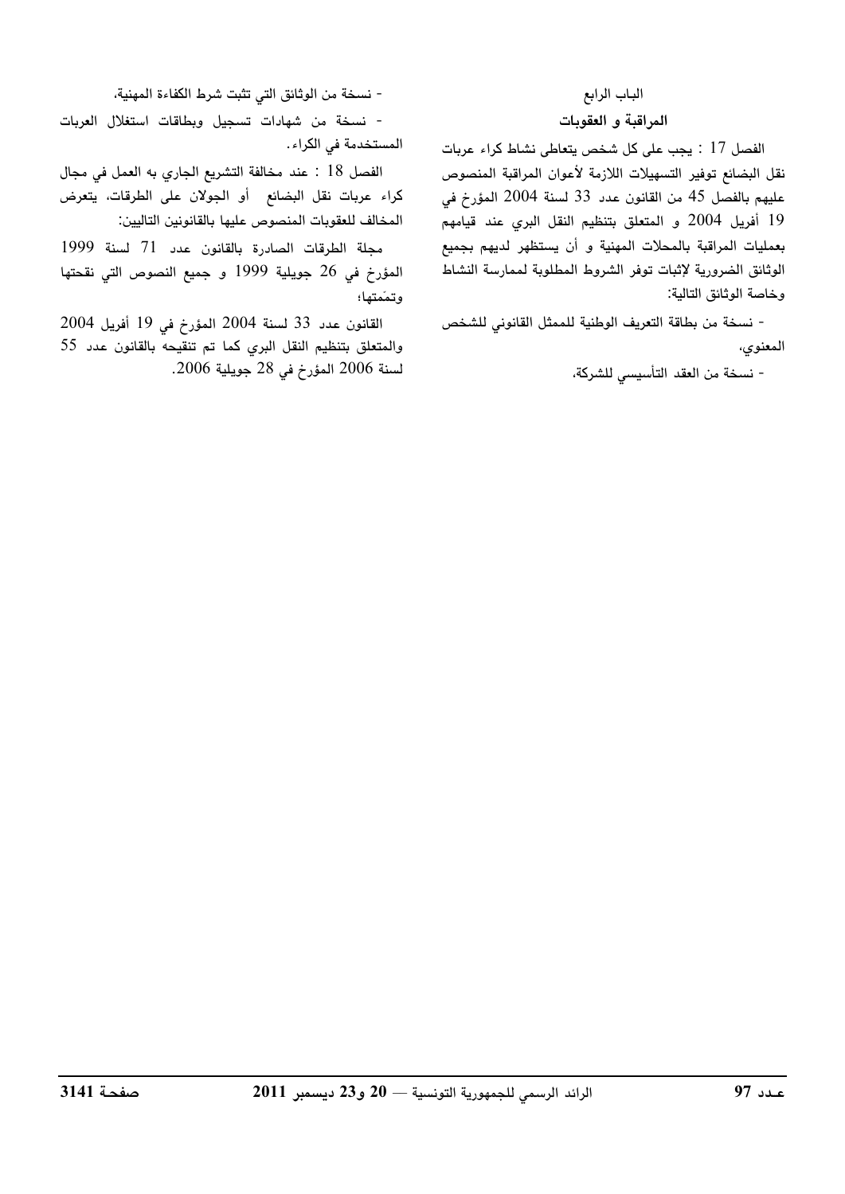## الباب الرابع

### المراقبة و العقوبات

الفصل 17 : يجب على كل شخص يتعاطى نشاط كراء عربات نقل البضائع توفير التسهيلات اللازمة لأعوان المراقبة المنصوص عليهم بالفصل 45 من القانون عدد 33 لسنة 2004 المؤرخ في 19 أفريل 2004 و المتعلق بتنظيم النقل البري عند قيامهم بعمليات المراقبة بالمحلات المهنية و أن يستظهر لديهم بجميع الوثائق الضرورية لإثبات توفر الشروط المطلوبة لممارسة النشاط وخاصة الوثائق التالية:

- نسخة من بطاقة التعريف الوطنية للممثل القانوني للشخص المعنوي،
- نسخة من العقد التأسيسي للشركة،
- نسخة من الوثائق التي تثبت شرط الكفاءة المهنية،
- نسخة من شهادات تسجيل وبطاقات استغلال العربات المستخدمة في الكراء.

الفصل 18 : عند مخالفة التشريع الجاري به العمل في مجال كراء عربات نقل البضائع أو الجولان على الطرقات، يتعرض المخالف للعقوبات المنصوص عليها بالقانونين التاليين:

مجلة الطرقات الصادرة بالقانون عدد 71 لسنة 1999 المؤرخ في 26 جويلية 1999 و جميع النصوص التي نقحتها وتمّمتها؛

القانون عدد 33 لسنة 2004 المؤرخ في 19 أفريل 2004 والمتعلق بتنظيم النقل البري كما تم تنقيحه بالقانون عدد 55 لسنة 2006 المؤرخ في 28 جويلية 2006.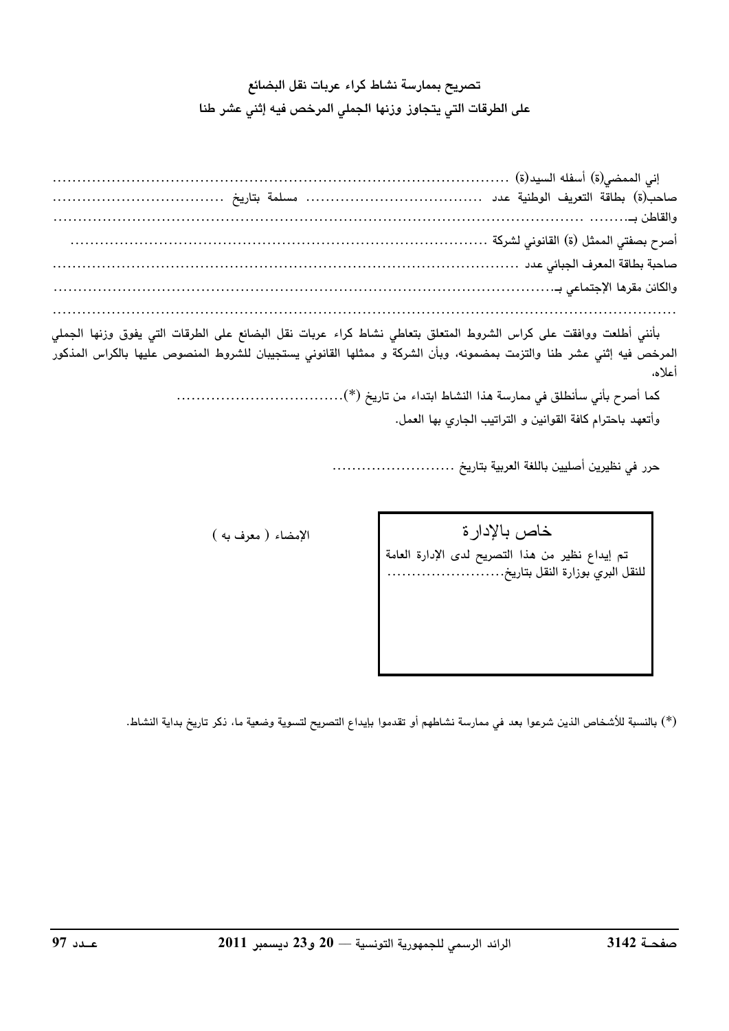# تصريح بممارسة نشاط كراء عربات نقل البضائع على الطرقات التي يتجاوز وزنها الجملي المرخص فيه إثني عشر طنا

إني الممضي(ة) أسفله السيد(ة) ..........................................................................................

صاحب(ة) بطاقة التعريف الوطنية عدد .................................. مسلمة بتاريخ ..................................

والقاطن بـ......... ..............................................................................................................

أصرح بصفتي الممثل (ة) القانوني لشركة ..........................................................................

صاحبة بطاقة المعرف الجبائي عدد ..................................................................................................

والكائن مقرها الإجتماعي بـ..............................................................................................

..........................................................................................................................

بأنني أطلعت ووافقت على كراس الشروط المتعلق بتعاطي نشاط كراء عربات نقل البضائع على الطرقات التي يفوق وزنها الجملي المرخص فيه إثني عشر طنا والتزمت بمضمونه، وبأن الشركة و ممثلها القانوني يستجيبان للشروط المنصوص عليها بالكراس المذكور أعلاه،

كما أصرح بأني سأنطلق في ممارسة هذا النشاط ابتداء من تاريخ (*)..................................

وأتعهد باحترام كافة القوانين و التراتيب الجاري بها العمل.

حرر في نظيرين أصليين باللغة العربية بتاريخ .........................

الإمضاء ( معرف به )

| خاص بالإدارة |
| --- |
| تم إيداع نظير من هذا التصريح لدى الإدارة العامة للنقل البري بوزارة النقل بتاريخ........................ |

(*) بالنسبة للأشخاص الذين شرعوا بعد في ممارسة نشاطهم أو تقدموا بإيداع التصريح لتسوية وضعية ما، ذكر تاريخ بداية النشاط.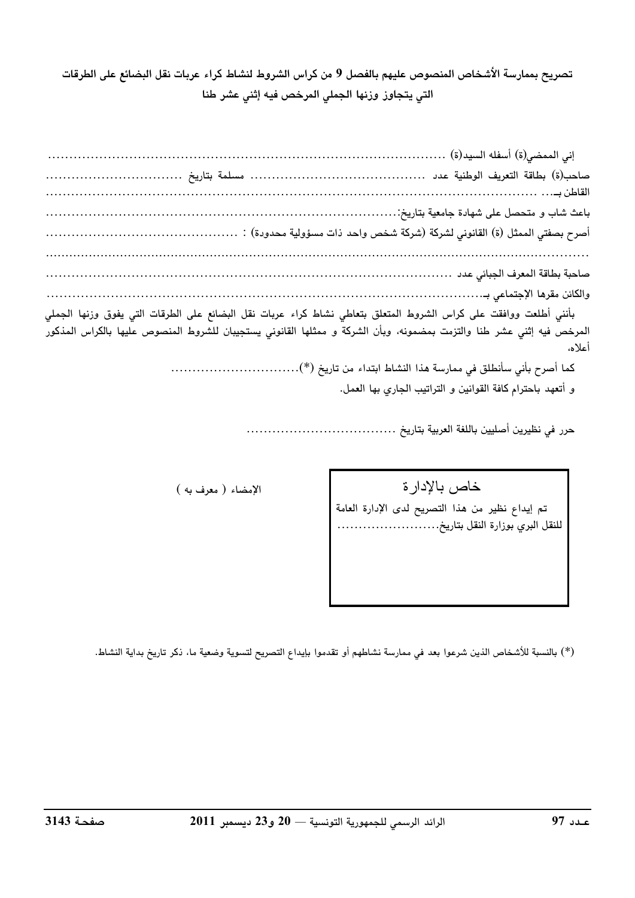**تصريح بممارسة الأشخاص المنصوص عليهم بالفصل 9 من كراس الشروط لنشاط كراء عربات نقل البضائع على الطرقات التي يتجاوز وزنها الجملي المرخص فيه إثني عشر طنا**

إني الممضي(ة) أسفله السيد(ة) ....................................................................................................

صاحب(ة) بطاقة التعريف الوطنية عدد ........................................ مسلمة بتاريخ ...............................

القاطن بـ... ..........................................................................................................................

باعث شاب و متحصل على شهادة جامعية بتاريخ:..........................................................................

أصرح بصفتي الممثل (ة) القانوني لشركة (شركة شخص واحد ذات مسؤولية محدودة) : ...........................................

..........................................................................................................................................

صاحبة بطاقة المعرف الجبائي عدد ...................................................................................................

والكائن مقرها الإجتماعي بـ.........................................................................................................

بأنني أطلعت ووافقت على كراس الشروط المتعلق بتعاطي نشاط كراء عربات نقل البضائع على الطرقات التي يفوق وزنها الجملي المرخص فيه إثني عشر طنا والتزمت بمضمونه، وبأن الشركة و ممثلها القانوني يستجيبان للشروط المنصوص عليها بالكراس المذكور أعلاه،

كما أصرح بأني سأنطلق في ممارسة هذا النشاط ابتداء من تاريخ (*)..............................

و أتعهد باحترام كافة القوانين و التراتيب الجاري بها العمل.

حرر في نظيرين أصليين باللغة العربية بتاريخ ..................................

الإمضاء ( معرف به )

| خاص بالإدارة |
| --- |
| تم إيداع نظير من هذا التصريح لدى الإدارة العامة للنقل البري بوزارة النقل بتاريخ........................ |

(*) بالنسبة للأشخاص الذين شرعوا بعد في ممارسة نشاطهم أو تقدموا بإيداع التصريح لتسوية وضعية ما، ذكر تاريخ بداية النشاط.